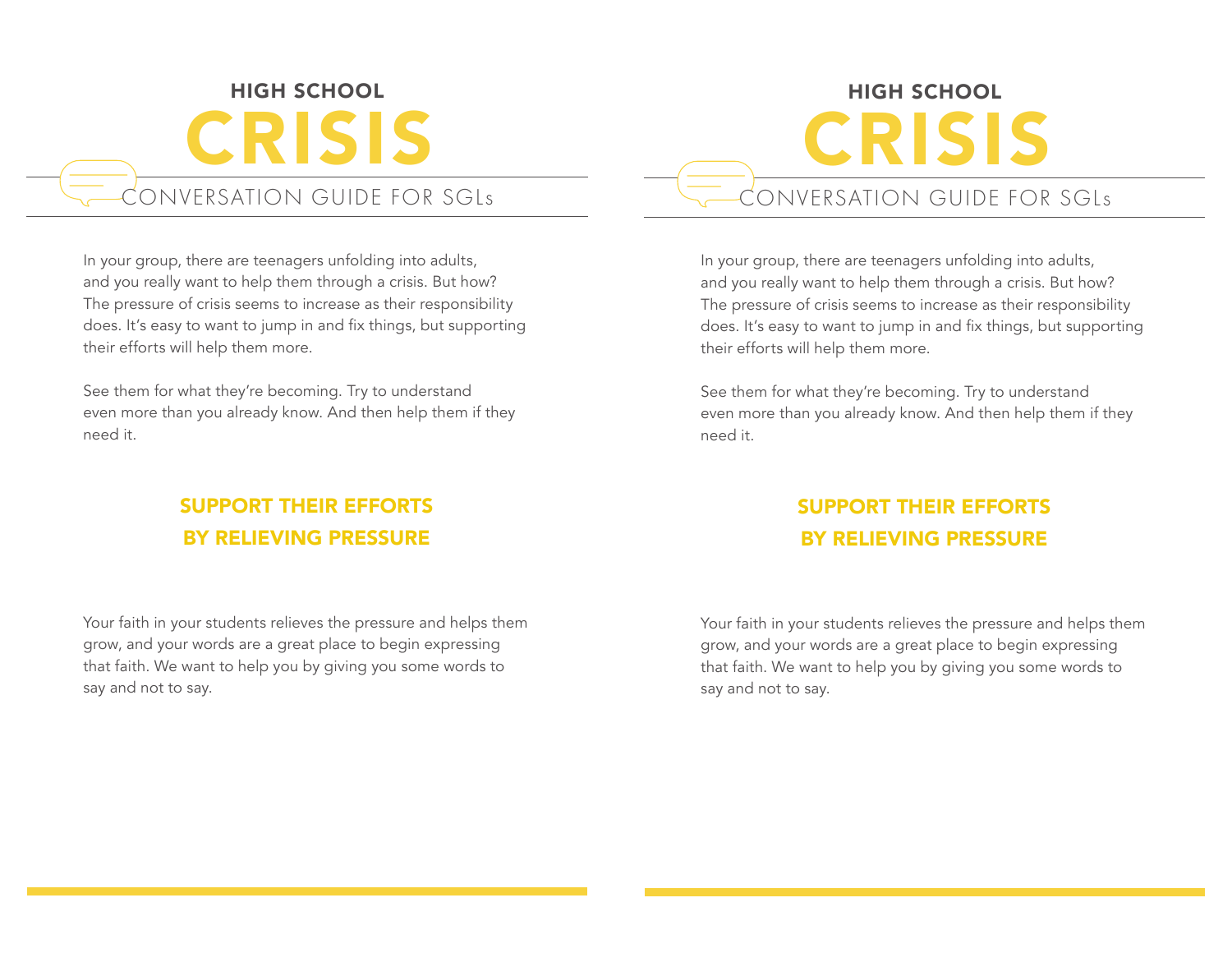## HIGH SCHOOL

# CRISIS

### CONVERSATION GUIDE FOR SGLs

In your group, there are teenagers unfolding into adults, and you really want to help them through a crisis. But how? The pressure of crisis seems to increase as their responsibility does. It's easy to want to jump in and fix things, but supporting their efforts will help them more.

See them for what they're becoming. Try to understand even more than you already know. And then help them if they need it.

### SUPPORT THEIR EFFORTS BY RELIEVING PRESSURE

Your faith in your students relieves the pressure and helps them grow, and your words are a great place to begin expressing that faith. We want to help you by giving you some words to say and not to say.

## HIGH SCHOOL

# CRISIS

### CONVERSATION GUIDE FOR SGLs

In your group, there are teenagers unfolding into adults, and you really want to help them through a crisis. But how? The pressure of crisis seems to increase as their responsibility does. It's easy to want to jump in and fix things, but supporting their efforts will help them more.

See them for what they're becoming. Try to understand even more than you already know. And then help them if they need it.

### SUPPORT THEIR EFFORTS BY RELIEVING PRESSURE

Your faith in your students relieves the pressure and helps them grow, and your words are a great place to begin expressing that faith. We want to help you by giving you some words to say and not to say.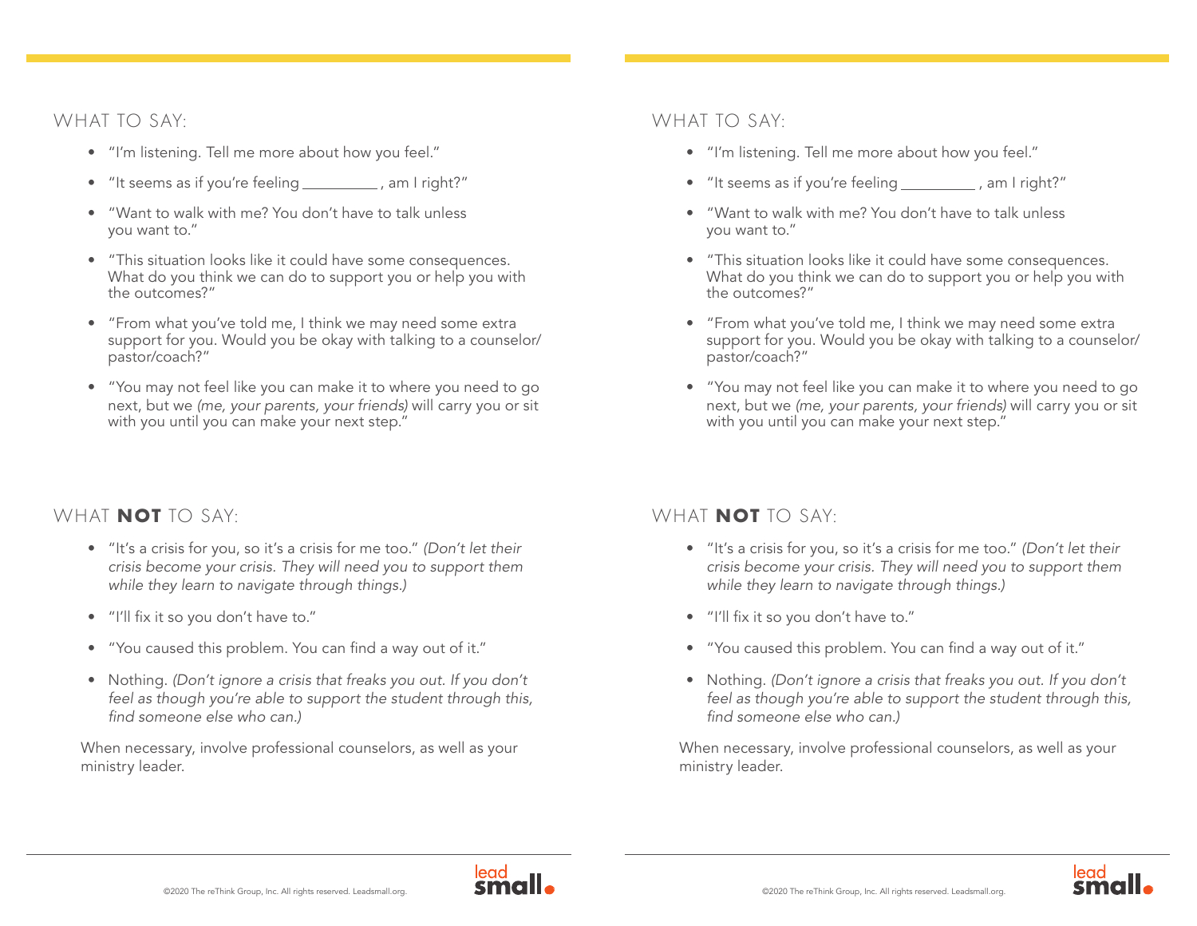## WHAT TO SAY:

- "I'm listening. Tell me more about how you feel."
- "It seems as if you're feeling __________ , am I right?"
- "Want to walk with me? You don't have to talk unless you want to."
- "This situation looks like it could have some consequences. What do you think we can do to support you or help you with the outcomes?"
- "From what you've told me, I think we may need some extra support for you. Would you be okay with talking to a counselor/pastor/coach?"
- "You may not feel like you can make it to where you need to go next, but we *(me, your parents, your friends)* will carry you or sit with you until you can make your next step."

## WHAT **NOT** TO SAY:

- "It's a crisis for you, so it's a crisis for me too." *(Don't let their crisis become your crisis. They will need you to support them while they learn to navigate through things.)*
- "I'll fix it so you don't have to."
- "You caused this problem. You can find a way out of it."
- Nothing. *(Don't ignore a crisis that freaks you out. If you don't feel as though you're able to support the student through this, find someone else who can.)*

When necessary, involve professional counselors, as well as your ministry leader.

## WHAT TO SAY:

- "I'm listening. Tell me more about how you feel."
- "It seems as if you're feeling __________ , am I right?"
- "Want to walk with me? You don't have to talk unless you want to."
- "This situation looks like it could have some consequences. What do you think we can do to support you or help you with the outcomes?"
- "From what you've told me, I think we may need some extra support for you. Would you be okay with talking to a counselor/pastor/coach?"
- "You may not feel like you can make it to where you need to go next, but we *(me, your parents, your friends)* will carry you or sit with you until you can make your next step."

## WHAT **NOT** TO SAY:

- "It's a crisis for you, so it's a crisis for me too." *(Don't let their crisis become your crisis. They will need you to support them while they learn to navigate through things.)*
- "I'll fix it so you don't have to."
- "You caused this problem. You can find a way out of it."
- Nothing. *(Don't ignore a crisis that freaks you out. If you don't feel as though you're able to support the student through this, find someone else who can.)*

When necessary, involve professional counselors, as well as your ministry leader.